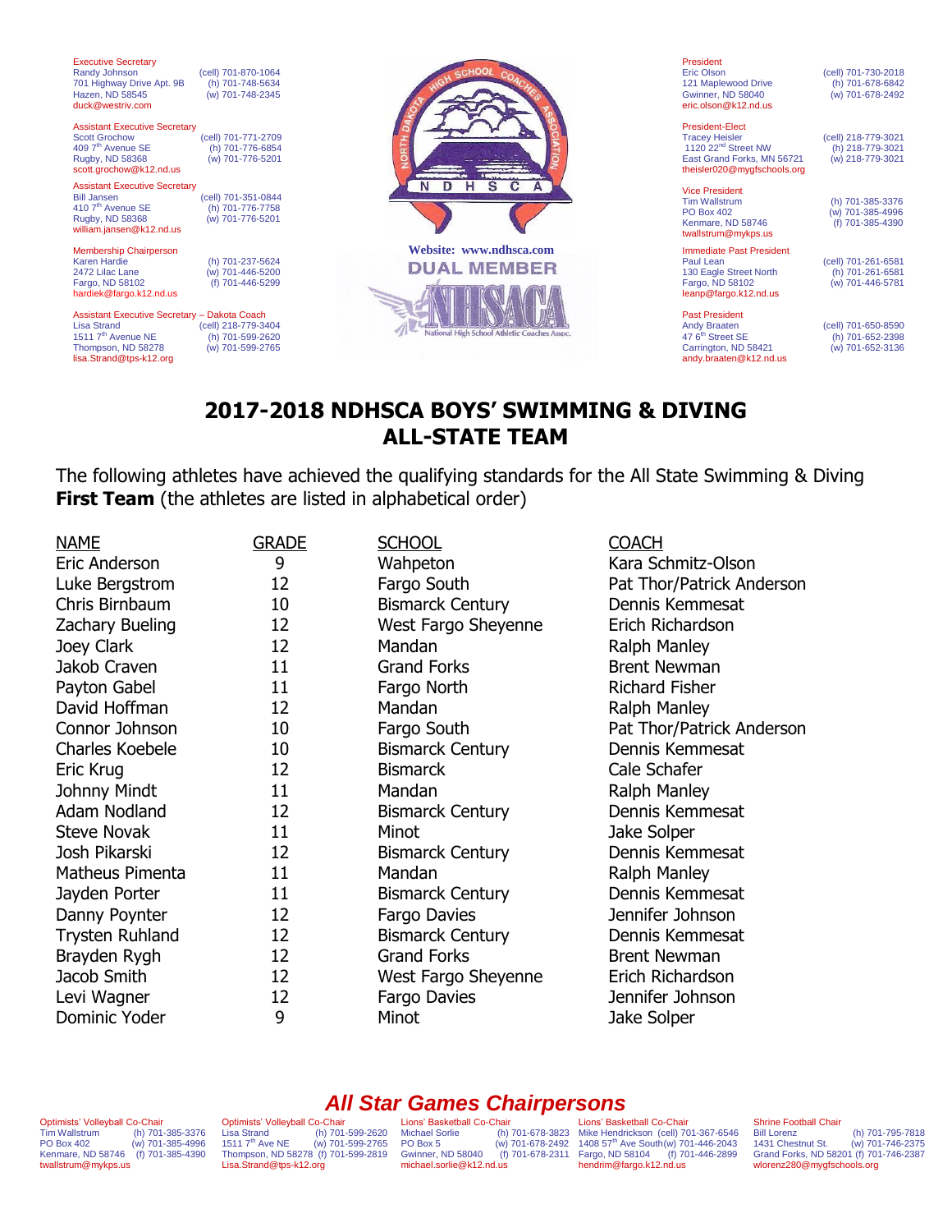Executive Secretary
Randy Johnson (cell) 701-870-1064
701 Highway Drive Apt. 9B (h) 701-748-5634
Hazen, ND 58545 (w) 701-748-2345
duck@westriv.com

Assistant Executive Secretary
Scott Grochow (cell) 701-771-2709
409 7th Avenue SE (h) 701-776-6854
Rugby, ND 58368 (w) 701-776-5201
scott.grochow@k12.nd.us

Assistant Executive Secretary
Bill Jansen (cell) 701-351-0844
410 7th Avenue SE (h) 701-776-7758
Rugby, ND 58368 (w) 701-776-5201
william.jansen@k12.nd.us

Membership Chairperson
Karen Hardie (h) 701-237-5624
2472 Lilac Lane (w) 701-446-5200
Fargo, ND 58102 (f) 701-446-5299
hardiek@fargo.k12.nd.us

Assistant Executive Secretary – Dakota Coach
Lisa Strand (cell) 218-779-3404
1511 7th Avenue NE (h) 701-599-2620
Thompson, ND 58278 (w) 701-599-2765
lisa.Strand@tps-k12.org

NORTH DAKOTA HIGH SCHOOL COACHES ASSOCIATION
N D H S C A

Website: www.ndhsca.com
DUAL MEMBER
NHSACA
National High School Athletic Coaches Assoc.

President
Eric Olson (cell) 701-730-2018
121 Maplewood Drive (h) 701-678-6842
Gwinner, ND 58040 (w) 701-678-2492
eric.olson@k12.nd.us

President-Elect
Tracey Heisler (cell) 218-779-3021
1120 22nd Street NW (h) 218-779-3021
East Grand Forks, MN 56721 (w) 218-779-3021
theisler020@mygfschools.org

Vice President
Tim Wallstrum (h) 701-385-3376
PO Box 402 (w) 701-385-4996
Kenmare, ND 58746 (f) 701-385-4390
twallstrum@mykps.us

Immediate Past President
Paul Lean (cell) 701-261-6581
130 Eagle Street North (h) 701-261-6581
Fargo, ND 58102 (w) 701-446-5781
leanp@fargo.k12.nd.us

Past President
Andy Braaten (cell) 701-650-8590
47 6th Street SE (h) 701-652-2398
Carrington, ND 58421 (w) 701-652-3136
andy.braaten@k12.nd.us

# 2017-2018 NDHSCA BOYS' SWIMMING & DIVING ALL-STATE TEAM

The following athletes have achieved the qualifying standards for the All State Swimming & Diving **First Team** (the athletes are listed in alphabetical order)

| NAME | GRADE | SCHOOL | COACH |
|---|---|---|---|
| Eric Anderson | 9 | Wahpeton | Kara Schmitz-Olson |
| Luke Bergstrom | 12 | Fargo South | Pat Thor/Patrick Anderson |
| Chris Birnbaum | 10 | Bismarck Century | Dennis Kemmesat |
| Zachary Bueling | 12 | West Fargo Sheyenne | Erich Richardson |
| Joey Clark | 12 | Mandan | Ralph Manley |
| Jakob Craven | 11 | Grand Forks | Brent Newman |
| Payton Gabel | 11 | Fargo North | Richard Fisher |
| David Hoffman | 12 | Mandan | Ralph Manley |
| Connor Johnson | 10 | Fargo South | Pat Thor/Patrick Anderson |
| Charles Koebele | 10 | Bismarck Century | Dennis Kemmesat |
| Eric Krug | 12 | Bismarck | Cale Schafer |
| Johnny Mindt | 11 | Mandan | Ralph Manley |
| Adam Nodland | 12 | Bismarck Century | Dennis Kemmesat |
| Steve Novak | 11 | Minot | Jake Solper |
| Josh Pikarski | 12 | Bismarck Century | Dennis Kemmesat |
| Matheus Pimenta | 11 | Mandan | Ralph Manley |
| Jayden Porter | 11 | Bismarck Century | Dennis Kemmesat |
| Danny Poynter | 12 | Fargo Davies | Jennifer Johnson |
| Trysten Ruhland | 12 | Bismarck Century | Dennis Kemmesat |
| Brayden Rygh | 12 | Grand Forks | Brent Newman |
| Jacob Smith | 12 | West Fargo Sheyenne | Erich Richardson |
| Levi Wagner | 12 | Fargo Davies | Jennifer Johnson |
| Dominic Yoder | 9 | Minot | Jake Solper |

## *All Star Games Chairpersons*

Optimists' Volleyball Co-Chair
Tim Wallstrum (h) 701-385-3376
PO Box 402 (w) 701-385-4996
Kenmare, ND 58746 (f) 701-385-4390
twallstrum@mykps.us

Optimists' Volleyball Co-Chair
Lisa Strand (h) 701-599-2620
1511 7th Ave NE (w) 701-599-2765
Thompson, ND 58278 (f) 701-599-2819
Lisa.Strand@tps-k12.org

Lions' Basketball Co-Chair
Michael Sorlie (h) 701-678-3823
PO Box 5 (w) 701-678-2492
Gwinner, ND 58040 (f) 701-678-2311
michael.sorlie@k12.nd.us

Lions' Basketball Co-Chair
Mike Hendrickson (cell) 701-367-6546
1408 57th Ave South (w) 701-446-2043
Fargo, ND 58104 (f) 701-446-2899
hendrim@fargo.k12.nd.us

Shrine Football Chair
Bill Lorenz (h) 701-795-7818
1431 Chestnut St. (w) 701-746-2375
Grand Forks, ND 58201 (f) 701-746-2387
wlorenz280@mygfschools.org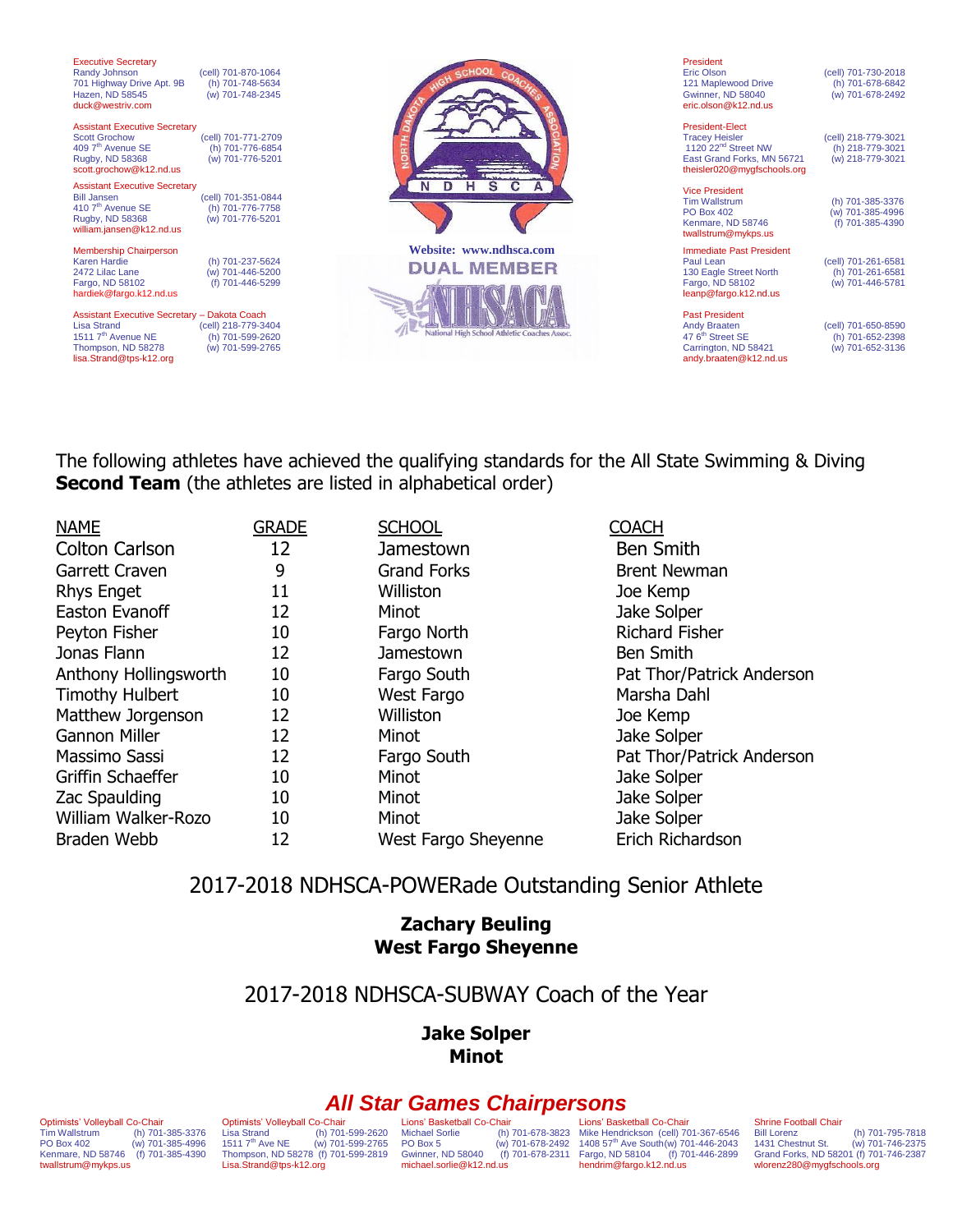Executive Secretary
Randy Johnson (cell) 701-870-1064
701 Highway Drive Apt. 9B (h) 701-748-5634
Hazen, ND 58545 (w) 701-748-2345
duck@westriv.com

Assistant Executive Secretary
Scott Grochow (cell) 701-771-2709
409 7th Avenue SE (h) 701-776-6854
Rugby, ND 58368 (w) 701-776-5201
scott.grochow@k12.nd.us

Assistant Executive Secretary
Bill Jansen (cell) 701-351-0844
410 7th Avenue SE (h) 701-776-7758
Rugby, ND 58368 (w) 701-776-5201
william.jansen@k12.nd.us

Membership Chairperson
Karen Hardie (h) 701-237-5624
2472 Lilac Lane (w) 701-446-5200
Fargo, ND 58102 (f) 701-446-5299
hardiek@fargo.k12.nd.us

Assistant Executive Secretary – Dakota Coach
Lisa Strand (cell) 218-779-3404
1511 7th Avenue NE (h) 701-599-2620
Thompson, ND 58278 (w) 701-599-2765
lisa.Strand@tps-k12.org

NORTH DAKOTA HIGH SCHOOL COACHES ASSOCIATION
N D H S C A

Website: www.ndhsca.com

DUAL MEMBER

NHSACA
National High School Athletic Coaches Assoc.

President
Eric Olson (cell) 701-730-2018
121 Maplewood Drive (h) 701-678-6842
Gwinner, ND 58040 (w) 701-678-2492
eric.olson@k12.nd.us

President-Elect
Tracey Heisler (cell) 218-779-3021
1120 22nd Street NW (h) 218-779-3021
East Grand Forks, MN 56721 (w) 218-779-3021
theisler020@mygfschools.org

Vice President
Tim Wallstrum (h) 701-385-3376
PO Box 402 (w) 701-385-4996
Kenmare, ND 58746 (f) 701-385-4390
twallstrum@mykps.us

Immediate Past President
Paul Lean (cell) 701-261-6581
130 Eagle Street North (h) 701-261-6581
Fargo, ND 58102 (w) 701-446-5781
leanp@fargo.k12.nd.us

Past President
Andy Braaten (cell) 701-650-8590
47 6th Street SE (h) 701-652-2398
Carrington, ND 58421 (w) 701-652-3136
andy.braaten@k12.nd.us

The following athletes have achieved the qualifying standards for the All State Swimming & Diving **Second Team** (the athletes are listed in alphabetical order)

| NAME | GRADE | SCHOOL | COACH |
|---|---|---|---|
| Colton Carlson | 12 | Jamestown | Ben Smith |
| Garrett Craven | 9 | Grand Forks | Brent Newman |
| Rhys Enget | 11 | Williston | Joe Kemp |
| Easton Evanoff | 12 | Minot | Jake Solper |
| Peyton Fisher | 10 | Fargo North | Richard Fisher |
| Jonas Flann | 12 | Jamestown | Ben Smith |
| Anthony Hollingsworth | 10 | Fargo South | Pat Thor/Patrick Anderson |
| Timothy Hulbert | 10 | West Fargo | Marsha Dahl |
| Matthew Jorgenson | 12 | Williston | Joe Kemp |
| Gannon Miller | 12 | Minot | Jake Solper |
| Massimo Sassi | 12 | Fargo South | Pat Thor/Patrick Anderson |
| Griffin Schaeffer | 10 | Minot | Jake Solper |
| Zac Spaulding | 10 | Minot | Jake Solper |
| William Walker-Rozo | 10 | Minot | Jake Solper |
| Braden Webb | 12 | West Fargo Sheyenne | Erich Richardson |

## 2017-2018 NDHSCA-POWERade Outstanding Senior Athlete

**Zachary Beuling**
**West Fargo Sheyenne**

## 2017-2018 NDHSCA-SUBWAY Coach of the Year

**Jake Solper**
**Minot**

## *All Star Games Chairpersons*

Optimists' Volleyball Co-Chair
Tim Wallstrum (h) 701-385-3376
PO Box 402 (w) 701-385-4996
Kenmare, ND 58746 (f) 701-385-4390
twallstrum@mykps.us

Optimists' Volleyball Co-Chair
Lisa Strand (h) 701-599-2620
1511 7th Ave NE (w) 701-599-2765
Thompson, ND 58278 (f) 701-599-2819
Lisa.Strand@tps-k12.org

Lions' Basketball Co-Chair
Michael Sorlie (h) 701-678-3823
PO Box 5 (w) 701-678-2492
Gwinner, ND 58040 (f) 701-678-2311
michael.sorlie@k12.nd.us

Lions' Basketball Co-Chair
Mike Hendrickson (cell) 701-367-6546
1408 57th Ave South (w) 701-446-2043
Fargo, ND 58104 (f) 701-446-2899
hendrim@fargo.k12.nd.us

Shrine Football Chair
Bill Lorenz (h) 701-795-7818
1431 Chestnut St. (w) 701-746-2375
Grand Forks, ND 58201 (f) 701-746-2387
wlorenz280@mygfschools.org